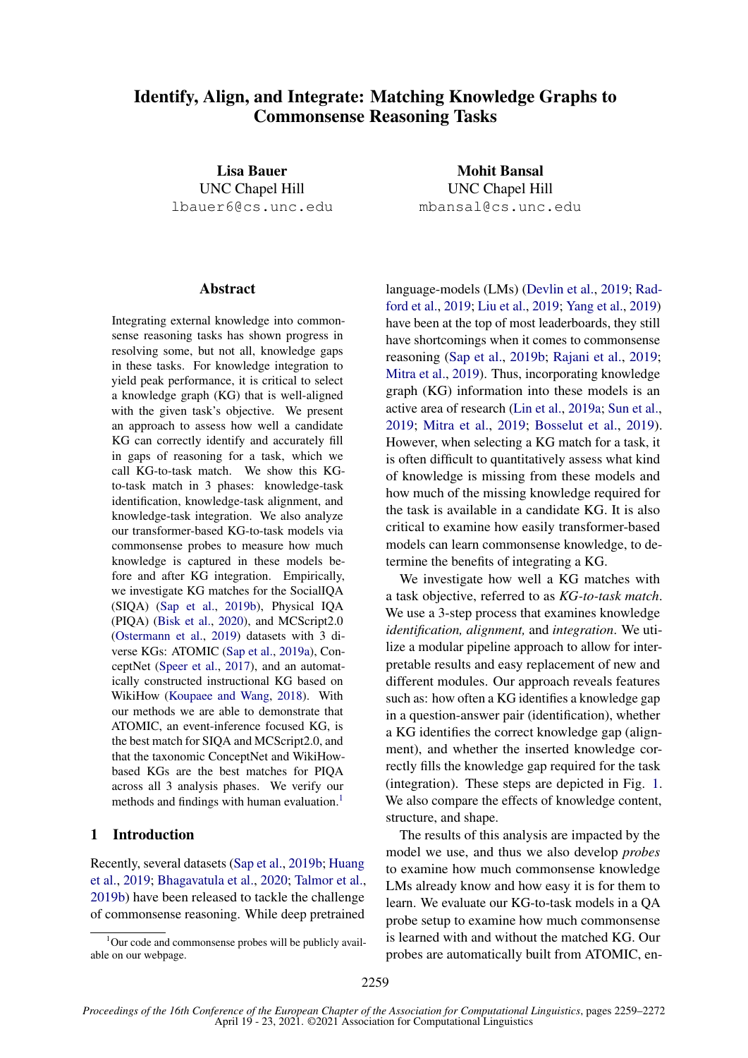# Identify, Align, and Integrate: Matching Knowledge Graphs to Commonsense Reasoning Tasks

**Lisa Bauer**
UNC Chapel Hill
lbauer6@cs.unc.edu

**Mohit Bansal**
UNC Chapel Hill
mbansal@cs.unc.edu

## Abstract

Integrating external knowledge into commonsense reasoning tasks has shown progress in resolving some, but not all, knowledge gaps in these tasks. For knowledge integration to yield peak performance, it is critical to select a knowledge graph (KG) that is well-aligned with the given task's objective. We present an approach to assess how well a candidate KG can correctly identify and accurately fill in gaps of reasoning for a task, which we call KG-to-task match. We show this KG-to-task match in 3 phases: knowledge-task identification, knowledge-task alignment, and knowledge-task integration. We also analyze our transformer-based KG-to-task models via commonsense probes to measure how much knowledge is captured in these models before and after KG integration. Empirically, we investigate KG matches for the SocialIQA (SIQA) (Sap et al., 2019b), Physical IQA (PIQA) (Bisk et al., 2020), and MCScript2.0 (Ostermann et al., 2019) datasets with 3 diverse KGs: ATOMIC (Sap et al., 2019a), ConceptNet (Speer et al., 2017), and an automatically constructed instructional KG based on WikiHow (Koupaee and Wang, 2018). With our methods we are able to demonstrate that ATOMIC, an event-inference focused KG, is the best match for SIQA and MCScript2.0, and that the taxonomic ConceptNet and WikiHow-based KGs are the best matches for PIQA across all 3 analysis phases. We verify our methods and findings with human evaluation.[1]

## 1 Introduction

Recently, several datasets (Sap et al., 2019b; Huang et al., 2019; Bhagavatula et al., 2020; Talmor et al., 2019b) have been released to tackle the challenge of commonsense reasoning. While deep pretrained language-models (LMs) (Devlin et al., 2019; Radford et al., 2019; Liu et al., 2019; Yang et al., 2019) have been at the top of most leaderboards, they still have shortcomings when it comes to commonsense reasoning (Sap et al., 2019b; Rajani et al., 2019; Mitra et al., 2019). Thus, incorporating knowledge graph (KG) information into these models is an active area of research (Lin et al., 2019a; Sun et al., 2019; Mitra et al., 2019; Bosselut et al., 2019). However, when selecting a KG match for a task, it is often difficult to quantitatively assess what kind of knowledge is missing from these models and how much of the missing knowledge required for the task is available in a candidate KG. It is also critical to examine how easily transformer-based models can learn commonsense knowledge, to determine the benefits of integrating a KG.

We investigate how well a KG matches with a task objective, referred to as *KG-to-task match*. We use a 3-step process that examines knowledge *identification, alignment,* and *integration*. We utilize a modular pipeline approach to allow for interpretable results and easy replacement of new and different modules. Our approach reveals features such as: how often a KG identifies a knowledge gap in a question-answer pair (identification), whether a KG identifies the correct knowledge gap (alignment), and whether the inserted knowledge correctly fills the knowledge gap required for the task (integration). These steps are depicted in Fig. 1. We also compare the effects of knowledge content, structure, and shape.

The results of this analysis are impacted by the model we use, and thus we also develop *probes* to examine how much commonsense knowledge LMs already know and how easy it is for them to learn. We evaluate our KG-to-task models in a QA probe setup to examine how much commonsense is learned with and without the matched KG. Our probes are automatically built from ATOMIC, en-

[1] Our code and commonsense probes will be publicly available on our webpage.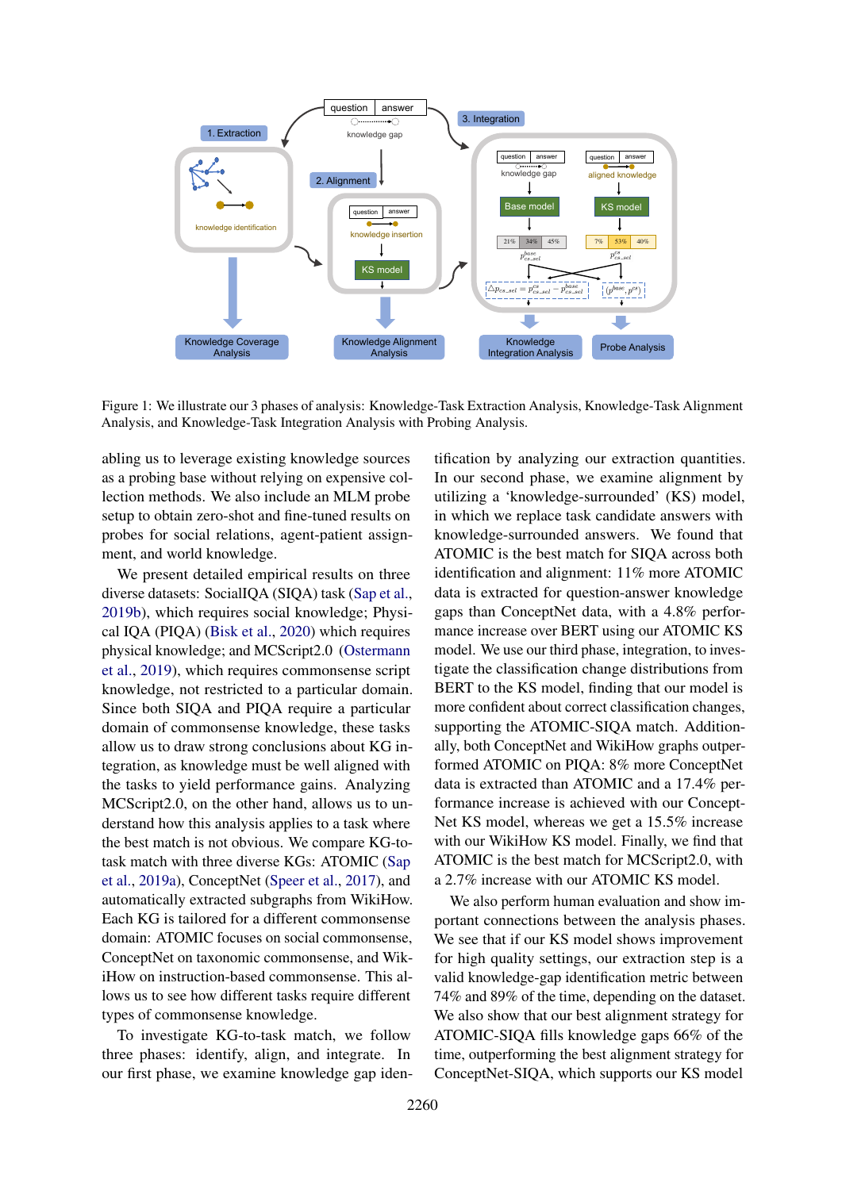Figure 1: We illustrate our 3 phases of analysis: Knowledge-Task Extraction Analysis, Knowledge-Task Alignment Analysis, and Knowledge-Task Integration Analysis with Probing Analysis.

abling us to leverage existing knowledge sources as a probing base without relying on expensive collection methods. We also include an MLM probe setup to obtain zero-shot and fine-tuned results on probes for social relations, agent-patient assignment, and world knowledge.

We present detailed empirical results on three diverse datasets: SocialIQA (SIQA) task (Sap et al., 2019b), which requires social knowledge; Physical IQA (PIQA) (Bisk et al., 2020) which requires physical knowledge; and MCScript2.0 (Ostermann et al., 2019), which requires commonsense script knowledge, not restricted to a particular domain. Since both SIQA and PIQA require a particular domain of commonsense knowledge, these tasks allow us to draw strong conclusions about KG integration, as knowledge must be well aligned with the tasks to yield performance gains. Analyzing MCScript2.0, on the other hand, allows us to understand how this analysis applies to a task where the best match is not obvious. We compare KG-to-task match with three diverse KGs: ATOMIC (Sap et al., 2019a), ConceptNet (Speer et al., 2017), and automatically extracted subgraphs from WikiHow. Each KG is tailored for a different commonsense domain: ATOMIC focuses on social commonsense, ConceptNet on taxonomic commonsense, and WikiHow on instruction-based commonsense. This allows us to see how different tasks require different types of commonsense knowledge.

To investigate KG-to-task match, we follow three phases: identify, align, and integrate. In our first phase, we examine knowledge gap identification by analyzing our extraction quantities. In our second phase, we examine alignment by utilizing a 'knowledge-surrounded' (KS) model, in which we replace task candidate answers with knowledge-surrounded answers. We found that ATOMIC is the best match for SIQA across both identification and alignment: 11% more ATOMIC data is extracted for question-answer knowledge gaps than ConceptNet data, with a 4.8% performance increase over BERT using our ATOMIC KS model. We use our third phase, integration, to investigate the classification change distributions from BERT to the KS model, finding that our model is more confident about correct classification changes, supporting the ATOMIC-SIQA match. Additionally, both ConceptNet and WikiHow graphs outperformed ATOMIC on PIQA: 8% more ConceptNet data is extracted than ATOMIC and a 17.4% performance increase is achieved with our ConceptNet KS model, whereas we get a 15.5% increase with our WikiHow KS model. Finally, we find that ATOMIC is the best match for MCScript2.0, with a 2.7% increase with our ATOMIC KS model.

We also perform human evaluation and show important connections between the analysis phases. We see that if our KS model shows improvement for high quality settings, our extraction step is a valid knowledge-gap identification metric between 74% and 89% of the time, depending on the dataset. We also show that our best alignment strategy for ATOMIC-SIQA fills knowledge gaps 66% of the time, outperforming the best alignment strategy for ConceptNet-SIQA, which supports our KS model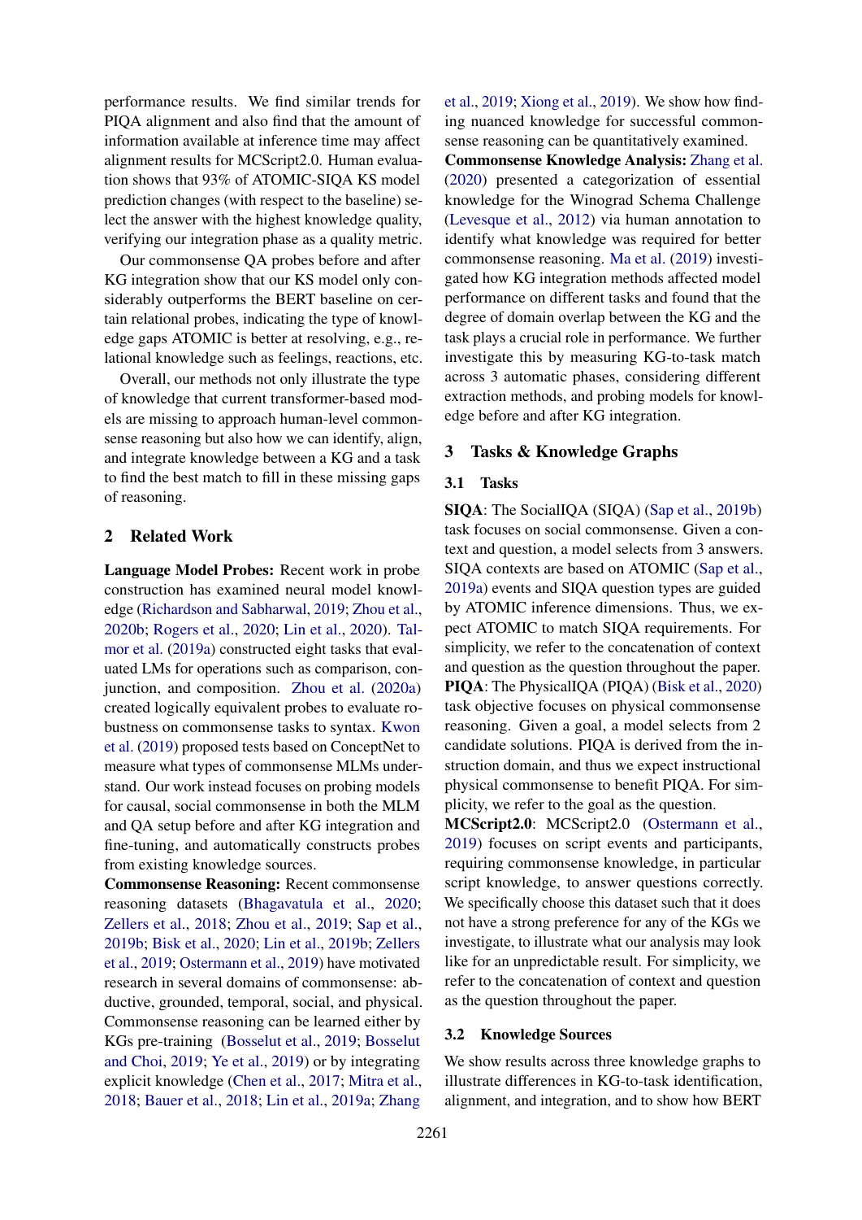performance results. We find similar trends for PIQA alignment and also find that the amount of information available at inference time may affect alignment results for MCScript2.0. Human evaluation shows that 93% of ATOMIC-SIQA KS model prediction changes (with respect to the baseline) select the answer with the highest knowledge quality, verifying our integration phase as a quality metric.

Our commonsense QA probes before and after KG integration show that our KS model only considerably outperforms the BERT baseline on certain relational probes, indicating the type of knowledge gaps ATOMIC is better at resolving, e.g., relational knowledge such as feelings, reactions, etc.

Overall, our methods not only illustrate the type of knowledge that current transformer-based models are missing to approach human-level commonsense reasoning but also how we can identify, align, and integrate knowledge between a KG and a task to find the best match to fill in these missing gaps of reasoning.

## 2 Related Work

**Language Model Probes:** Recent work in probe construction has examined neural model knowledge (Richardson and Sabharwal, 2019; Zhou et al., 2020b; Rogers et al., 2020; Lin et al., 2020). Talmor et al. (2019a) constructed eight tasks that evaluated LMs for operations such as comparison, conjunction, and composition. Zhou et al. (2020a) created logically equivalent probes to evaluate robustness on commonsense tasks to syntax. Kwon et al. (2019) proposed tests based on ConceptNet to measure what types of commonsense MLMs understand. Our work instead focuses on probing models for causal, social commonsense in both the MLM and QA setup before and after KG integration and fine-tuning, and automatically constructs probes from existing knowledge sources.

**Commonsense Reasoning:** Recent commonsense reasoning datasets (Bhagavatula et al., 2020; Zellers et al., 2018; Zhou et al., 2019; Sap et al., 2019b; Bisk et al., 2020; Lin et al., 2019b; Zellers et al., 2019; Ostermann et al., 2019) have motivated research in several domains of commonsense: abductive, grounded, temporal, social, and physical. Commonsense reasoning can be learned either by KGs pre-training (Bosselut et al., 2019; Bosselut and Choi, 2019; Ye et al., 2019) or by integrating explicit knowledge (Chen et al., 2017; Mitra et al., 2018; Bauer et al., 2018; Lin et al., 2019a; Zhang et al., 2019; Xiong et al., 2019). We show how finding nuanced knowledge for successful commonsense reasoning can be quantitatively examined.

**Commonsense Knowledge Analysis:** Zhang et al. (2020) presented a categorization of essential knowledge for the Winograd Schema Challenge (Levesque et al., 2012) via human annotation to identify what knowledge was required for better commonsense reasoning. Ma et al. (2019) investigated how KG integration methods affected model performance on different tasks and found that the degree of domain overlap between the KG and the task plays a crucial role in performance. We further investigate this by measuring KG-to-task match across 3 automatic phases, considering different extraction methods, and probing models for knowledge before and after KG integration.

## 3 Tasks & Knowledge Graphs

### 3.1 Tasks

**SIQA**: The SocialIQA (SIQA) (Sap et al., 2019b) task focuses on social commonsense. Given a context and question, a model selects from 3 answers. SIQA contexts are based on ATOMIC (Sap et al., 2019a) events and SIQA question types are guided by ATOMIC inference dimensions. Thus, we expect ATOMIC to match SIQA requirements. For simplicity, we refer to the concatenation of context and question as the question throughout the paper.

**PIQA**: The PhysicalIQA (PIQA) (Bisk et al., 2020) task objective focuses on physical commonsense reasoning. Given a goal, a model selects from 2 candidate solutions. PIQA is derived from the instruction domain, and thus we expect instructional physical commonsense to benefit PIQA. For simplicity, we refer to the goal as the question.

**MCScript2.0**: MCScript2.0 (Ostermann et al., 2019) focuses on script events and participants, requiring commonsense knowledge, in particular script knowledge, to answer questions correctly. We specifically choose this dataset such that it does not have a strong preference for any of the KGs we investigate, to illustrate what our analysis may look like for an unpredictable result. For simplicity, we refer to the concatenation of context and question as the question throughout the paper.

### 3.2 Knowledge Sources

We show results across three knowledge graphs to illustrate differences in KG-to-task identification, alignment, and integration, and to show how BERT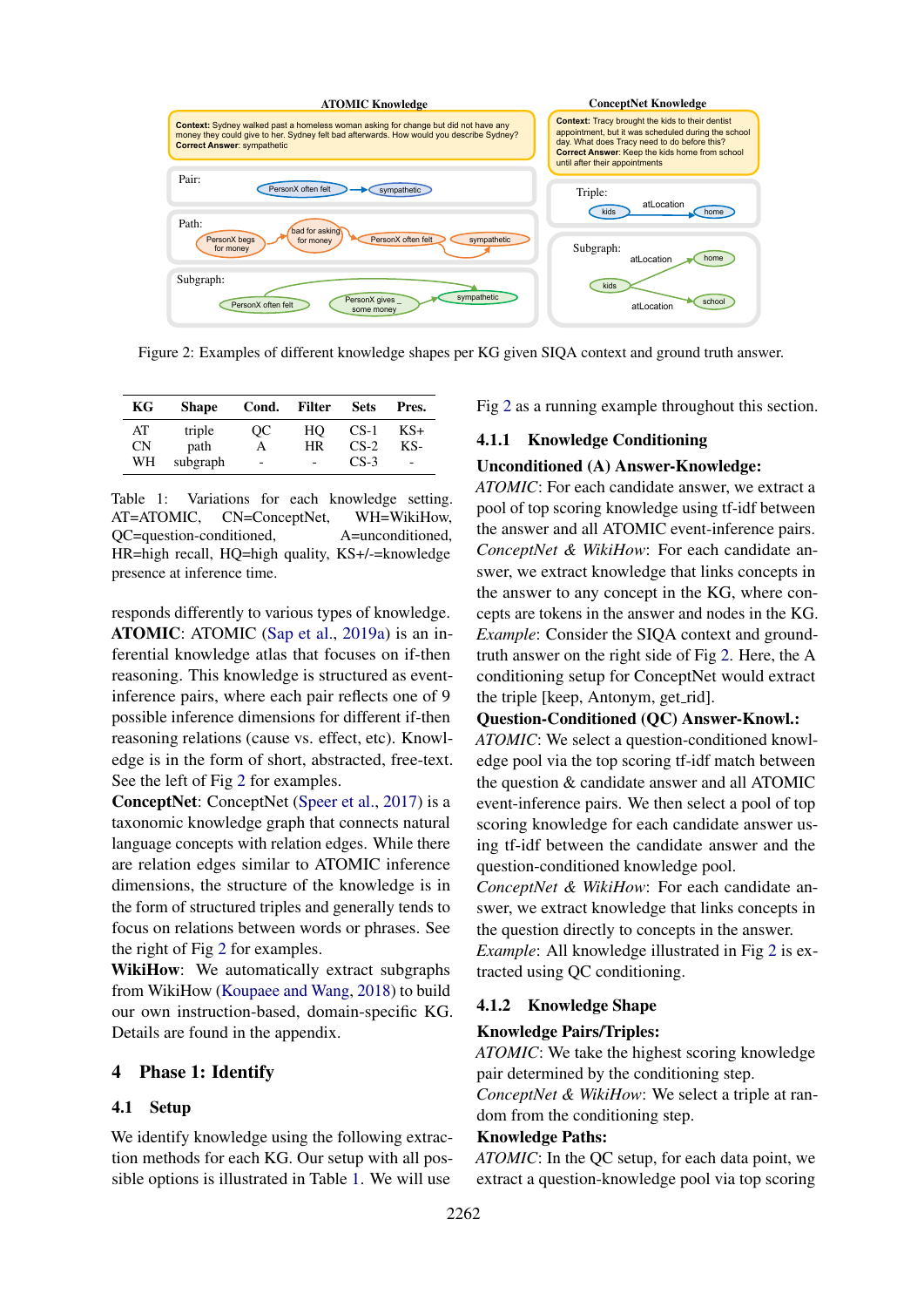Figure 2: Examples of different knowledge shapes per KG given SIQA context and ground truth answer.

| KG | Shape | Cond. | Filter | Sets | Pres. |
|---|---|---|---|---|---|
| AT | triple | QC | HQ | CS-1 | KS+ |
| CN | path | A | HR | CS-2 | KS- |
| WH | subgraph | - | - | CS-3 | - |

Table 1: Variations for each knowledge setting. AT=ATOMIC, CN=ConceptNet, WH=WikiHow, QC=question-conditioned, A=unconditioned, HR=high recall, HQ=high quality, KS+/-=knowledge presence at inference time.

responds differently to various types of knowledge.

**ATOMIC**: ATOMIC (Sap et al., 2019a) is an inferential knowledge atlas that focuses on if-then reasoning. This knowledge is structured as event-inference pairs, where each pair reflects one of 9 possible inference dimensions for different if-then reasoning relations (cause vs. effect, etc). Knowledge is in the form of short, abstracted, free-text. See the left of Fig 2 for examples.

**ConceptNet**: ConceptNet (Speer et al., 2017) is a taxonomic knowledge graph that connects natural language concepts with relation edges. While there are relation edges similar to ATOMIC inference dimensions, the structure of the knowledge is in the form of structured triples and generally tends to focus on relations between words or phrases. See the right of Fig 2 for examples.

**WikiHow**: We automatically extract subgraphs from WikiHow (Koupaee and Wang, 2018) to build our own instruction-based, domain-specific KG. Details are found in the appendix.

# 4 Phase 1: Identify

## 4.1 Setup

We identify knowledge using the following extraction methods for each KG. Our setup with all possible options is illustrated in Table 1. We will use Fig 2 as a running example throughout this section.

### 4.1.1 Knowledge Conditioning

**Unconditioned (A) Answer-Knowledge:**
*ATOMIC*: For each candidate answer, we extract a pool of top scoring knowledge using tf-idf between the answer and all ATOMIC event-inference pairs.
*ConceptNet & WikiHow*: For each candidate answer, we extract knowledge that links concepts in the answer to any concept in the KG, where concepts are tokens in the answer and nodes in the KG.
*Example*: Consider the SIQA context and ground-truth answer on the right side of Fig 2. Here, the A conditioning setup for ConceptNet would extract the triple [keep, Antonym, get_rid].

**Question-Conditioned (QC) Answer-Knowl.:**
*ATOMIC*: We select a question-conditioned knowledge pool via the top scoring tf-idf match between the question & candidate answer and all ATOMIC event-inference pairs. We then select a pool of top scoring knowledge for each candidate answer using tf-idf between the candidate answer and the question-conditioned knowledge pool.
*ConceptNet & WikiHow*: For each candidate answer, we extract knowledge that links concepts in the question directly to concepts in the answer.
*Example*: All knowledge illustrated in Fig 2 is extracted using QC conditioning.

### 4.1.2 Knowledge Shape

**Knowledge Pairs/Triples:**
*ATOMIC*: We take the highest scoring knowledge pair determined by the conditioning step.
*ConceptNet & WikiHow*: We select a triple at random from the conditioning step.

**Knowledge Paths:**
*ATOMIC*: In the QC setup, for each data point, we extract a question-knowledge pool via top scoring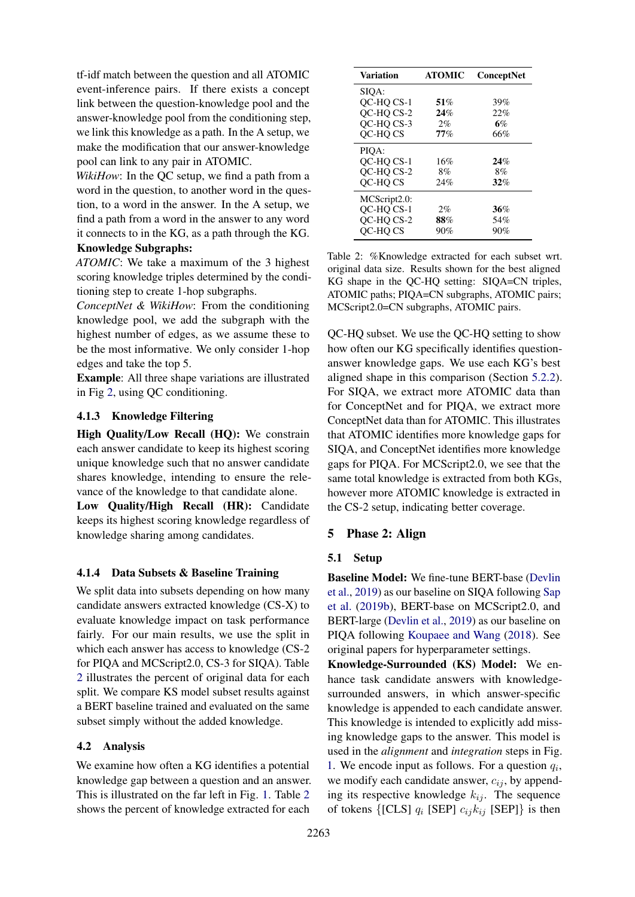tf-idf match between the question and all ATOMIC event-inference pairs. If there exists a concept link between the question-knowledge pool and the answer-knowledge pool from the conditioning step, we link this knowledge as a path. In the A setup, we make the modification that our answer-knowledge pool can link to any pair in ATOMIC.

*WikiHow*: In the QC setup, we find a path from a word in the question, to another word in the question, to a word in the answer. In the A setup, we find a path from a word in the answer to any word it connects to in the KG, as a path through the KG.

**Knowledge Subgraphs:**

*ATOMIC*: We take a maximum of the 3 highest scoring knowledge triples determined by the conditioning step to create 1-hop subgraphs.

*ConceptNet & WikiHow*: From the conditioning knowledge pool, we add the subgraph with the highest number of edges, as we assume these to be the most informative. We only consider 1-hop edges and take the top 5.

**Example**: All three shape variations are illustrated in Fig 2, using QC conditioning.

#### 4.1.3 Knowledge Filtering

**High Quality/Low Recall (HQ):** We constrain each answer candidate to keep its highest scoring unique knowledge such that no answer candidate shares knowledge, intending to ensure the relevance of the knowledge to that candidate alone.

**Low Quality/High Recall (HR):** Candidate keeps its highest scoring knowledge regardless of knowledge sharing among candidates.

#### 4.1.4 Data Subsets & Baseline Training

We split data into subsets depending on how many candidate answers extracted knowledge (CS-X) to evaluate knowledge impact on task performance fairly. For our main results, we use the split in which each answer has access to knowledge (CS-2 for PIQA and MCScript2.0, CS-3 for SIQA). Table 2 illustrates the percent of original data for each split. We compare KS model subset results against a BERT baseline trained and evaluated on the same subset simply without the added knowledge.

### 4.2 Analysis

We examine how often a KG identifies a potential knowledge gap between a question and an answer. This is illustrated on the far left in Fig. 1. Table 2 shows the percent of knowledge extracted for each QC-HQ subset. We use the QC-HQ setting to show how often our KG specifically identifies question-answer knowledge gaps. We use each KG's best aligned shape in this comparison (Section 5.2.2). For SIQA, we extract more ATOMIC data than for ConceptNet and for PIQA, we extract more ConceptNet data than for ATOMIC. This illustrates that ATOMIC identifies more knowledge gaps for SIQA, and ConceptNet identifies more knowledge gaps for PIQA. For MCScript2.0, we see that the same total knowledge is extracted from both KGs, however more ATOMIC knowledge is extracted in the CS-2 setup, indicating better coverage.

| Variation | ATOMIC | ConceptNet |
|---|---|---|
| SIQA: | | |
| QC-HQ CS-1 | **51**% | 39% |
| QC-HQ CS-2 | **24**% | 22% |
| QC-HQ CS-3 | 2% | **6**% |
| QC-HQ CS | **77**% | 66% |
| PIQA: | | |
| QC-HQ CS-1 | 16% | **24**% |
| QC-HQ CS-2 | 8% | 8% |
| QC-HQ CS | 24% | **32**% |
| MCScript2.0: | | |
| QC-HQ CS-1 | 2% | **36**% |
| QC-HQ CS-2 | **88**% | 54% |
| QC-HQ CS | 90% | 90% |

Table 2: %Knowledge extracted for each subset wrt. original data size. Results shown for the best aligned KG shape in the QC-HQ setting: SIQA=CN triples, ATOMIC paths; PIQA=CN subgraphs, ATOMIC pairs; MCScript2.0=CN subgraphs, ATOMIC pairs.

## 5 Phase 2: Align

### 5.1 Setup

**Baseline Model:** We fine-tune BERT-base (Devlin et al., 2019) as our baseline on SIQA following Sap et al. (2019b), BERT-base on MCScript2.0, and BERT-large (Devlin et al., 2019) as our baseline on PIQA following Koupaee and Wang (2018). See original papers for hyperparameter settings.

**Knowledge-Surrounded (KS) Model:** We enhance task candidate answers with knowledge-surrounded answers, in which answer-specific knowledge is appended to each candidate answer. This knowledge is intended to explicitly add missing knowledge gaps to the answer. This model is used in the *alignment* and *integration* steps in Fig. 1. We encode input as follows. For a question $q_i$, we modify each candidate answer, $c_{ij}$, by appending its respective knowledge $k_{ij}$. The sequence of tokens {[CLS] $q_i$ [SEP] $c_{ij}k_{ij}$ [SEP]} is then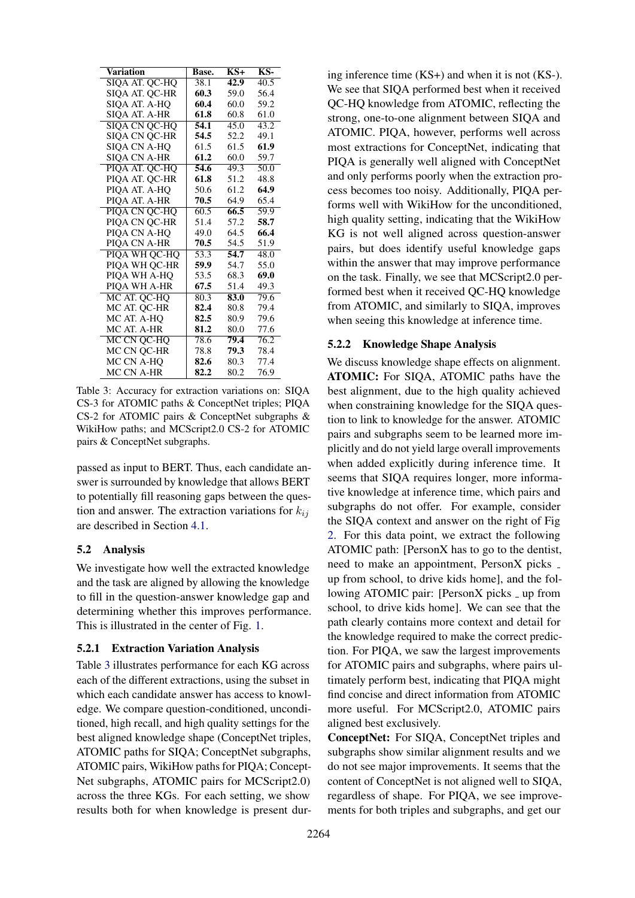| Variation | Base. | KS+ | KS- |
|---|---|---|---|
| SIQA AT. QC-HQ | 38.1 | **42.9** | 40.5 |
| SIQA AT. QC-HR | **60.3** | 59.0 | 56.4 |
| SIQA AT. A-HQ | **60.4** | 60.0 | 59.2 |
| SIQA AT. A-HR | **61.8** | 60.8 | 61.0 |
| SIQA CN QC-HQ | **54.1** | 45.0 | 43.2 |
| SIQA CN QC-HR | **54.5** | 52.2 | 49.1 |
| SIQA CN A-HQ | 61.5 | 61.5 | **61.9** |
| SIQA CN A-HR | **61.2** | 60.0 | 59.7 |
| PIQA AT. QC-HQ | **54.6** | 49.3 | 50.0 |
| PIQA AT. QC-HR | **61.8** | 51.2 | 48.8 |
| PIQA AT. A-HQ | 50.6 | 61.2 | **64.9** |
| PIQA AT. A-HR | **70.5** | 64.9 | 65.4 |
| PIQA CN QC-HQ | 60.5 | **66.5** | 59.9 |
| PIQA CN QC-HR | 51.4 | 57.2 | **58.7** |
| PIQA CN A-HQ | 49.0 | 64.5 | **66.4** |
| PIQA CN A-HR | **70.5** | 54.5 | 51.9 |
| PIQA WH QC-HQ | 53.3 | **54.7** | 48.0 |
| PIQA WH QC-HR | **59.9** | 54.7 | 55.0 |
| PIQA WH A-HQ | 53.5 | 68.3 | **69.0** |
| PIQA WH A-HR | **67.5** | 51.4 | 49.3 |
| MC AT. QC-HQ | 80.3 | **83.0** | 79.6 |
| MC AT. QC-HR | **82.4** | 80.8 | 79.4 |
| MC AT. A-HQ | **82.5** | 80.9 | 79.6 |
| MC AT. A-HR | **81.2** | 80.0 | 77.6 |
| MC CN QC-HQ | 78.6 | **79.4** | 76.2 |
| MC CN QC-HR | 78.8 | **79.3** | 78.4 |
| MC CN A-HQ | **82.6** | 80.3 | 77.4 |
| MC CN A-HR | **82.2** | 80.2 | 76.9 |

Table 3: Accuracy for extraction variations on: SIQA CS-3 for ATOMIC paths & ConceptNet triples; PIQA CS-2 for ATOMIC pairs & ConceptNet subgraphs & WikiHow paths; and MCScript2.0 CS-2 for ATOMIC pairs & ConceptNet subgraphs.

passed as input to BERT. Thus, each candidate answer is surrounded by knowledge that allows BERT to potentially fill reasoning gaps between the question and answer. The extraction variations for $k_{ij}$ are described in Section 4.1.

### 5.2 Analysis

We investigate how well the extracted knowledge and the task are aligned by allowing the knowledge to fill in the question-answer knowledge gap and determining whether this improves performance. This is illustrated in the center of Fig. 1.

#### 5.2.1 Extraction Variation Analysis

Table 3 illustrates performance for each KG across each of the different extractions, using the subset in which each candidate answer has access to knowledge. We compare question-conditioned, unconditioned, high recall, and high quality settings for the best aligned knowledge shape (ConceptNet triples, ATOMIC paths for SIQA; ConceptNet subgraphs, ATOMIC pairs, WikiHow paths for PIQA; ConceptNet subgraphs, ATOMIC pairs for MCScript2.0) across the three KGs. For each setting, we show results both for when knowledge is present during inference time (KS+) and when it is not (KS-). We see that SIQA performed best when it received QC-HQ knowledge from ATOMIC, reflecting the strong, one-to-one alignment between SIQA and ATOMIC. PIQA, however, performs well across most extractions for ConceptNet, indicating that PIQA is generally well aligned with ConceptNet and only performs poorly when the extraction process becomes too noisy. Additionally, PIQA performs well with WikiHow for the unconditioned, high quality setting, indicating that the WikiHow KG is not well aligned across question-answer pairs, but does identify useful knowledge gaps within the answer that may improve performance on the task. Finally, we see that MCScript2.0 performed best when it received QC-HQ knowledge from ATOMIC, and similarly to SIQA, improves when seeing this knowledge at inference time.

#### 5.2.2 Knowledge Shape Analysis

We discuss knowledge shape effects on alignment. **ATOMIC:** For SIQA, ATOMIC paths have the best alignment, due to the high quality achieved when constraining knowledge for the SIQA question to link to knowledge for the answer. ATOMIC pairs and subgraphs seem to be learned more implicitly and do not yield large overall improvements when added explicitly during inference time. It seems that SIQA requires longer, more informative knowledge at inference time, which pairs and subgraphs do not offer. For example, consider the SIQA context and answer on the right of Fig 2. For this data point, we extract the following ATOMIC path: [PersonX has to go to the dentist, need to make an appointment, PersonX picks _ up from school, to drive kids home], and the following ATOMIC pair: [PersonX picks _ up from school, to drive kids home]. We can see that the path clearly contains more context and detail for the knowledge required to make the correct prediction. For PIQA, we saw the largest improvements for ATOMIC pairs and subgraphs, where pairs ultimately perform best, indicating that PIQA might find concise and direct information from ATOMIC more useful. For MCScript2.0, ATOMIC pairs aligned best exclusively.

**ConceptNet:** For SIQA, ConceptNet triples and subgraphs show similar alignment results and we do not see major improvements. It seems that the content of ConceptNet is not aligned well to SIQA, regardless of shape. For PIQA, we see improvements for both triples and subgraphs, and get our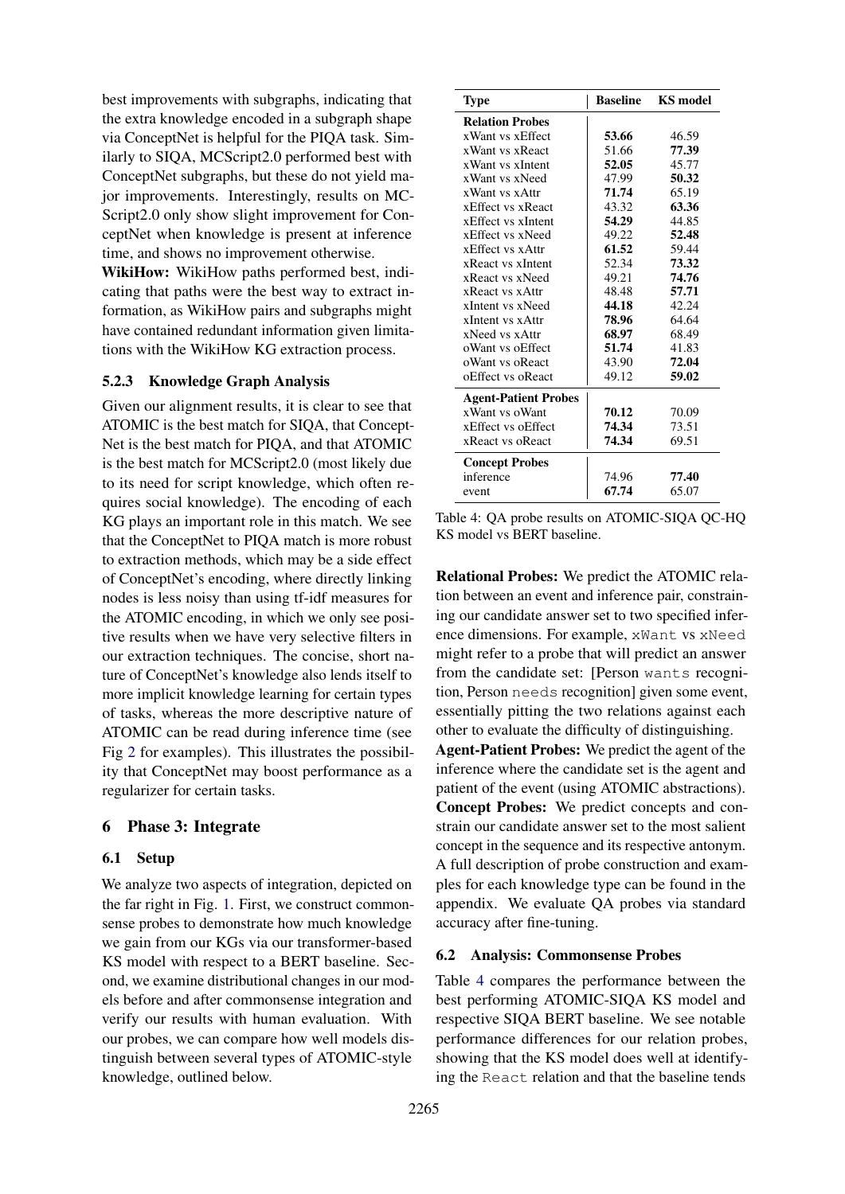best improvements with subgraphs, indicating that the extra knowledge encoded in a subgraph shape via ConceptNet is helpful for the PIQA task. Similarly to SIQA, MCScript2.0 performed best with ConceptNet subgraphs, but these do not yield major improvements. Interestingly, results on MCScript2.0 only show slight improvement for ConceptNet when knowledge is present at inference time, and shows no improvement otherwise.

**WikiHow:** WikiHow paths performed best, indicating that paths were the best way to extract information, as WikiHow pairs and subgraphs might have contained redundant information given limitations with the WikiHow KG extraction process.

### 5.2.3 Knowledge Graph Analysis

Given our alignment results, it is clear to see that ATOMIC is the best match for SIQA, that ConceptNet is the best match for PIQA, and that ATOMIC is the best match for MCScript2.0 (most likely due to its need for script knowledge, which often requires social knowledge). The encoding of each KG plays an important role in this match. We see that the ConceptNet to PIQA match is more robust to extraction methods, which may be a side effect of ConceptNet's encoding, where directly linking nodes is less noisy than using tf-idf measures for the ATOMIC encoding, in which we only see positive results when we have very selective filters in our extraction techniques. The concise, short nature of ConceptNet's knowledge also lends itself to more implicit knowledge learning for certain types of tasks, whereas the more descriptive nature of ATOMIC can be read during inference time (see Fig 2 for examples). This illustrates the possibility that ConceptNet may boost performance as a regularizer for certain tasks.

## 6 Phase 3: Integrate

### 6.1 Setup

We analyze two aspects of integration, depicted on the far right in Fig. 1. First, we construct commonsense probes to demonstrate how much knowledge we gain from our KGs via our transformer-based KS model with respect to a BERT baseline. Second, we examine distributional changes in our models before and after commonsense integration and verify our results with human evaluation. With our probes, we can compare how well models distinguish between several types of ATOMIC-style knowledge, outlined below.

| Type | Baseline | KS model |
|---|---|---|
| **Relation Probes** | | |
| xWant vs xEffect | **53.66** | 46.59 |
| xWant vs xReact | 51.66 | **77.39** |
| xWant vs xIntent | **52.05** | 45.77 |
| xWant vs xNeed | 47.99 | **50.32** |
| xWant vs xAttr | **71.74** | 65.19 |
| xEffect vs xReact | 43.32 | **63.36** |
| xEffect vs xIntent | **54.29** | 44.85 |
| xEffect vs xNeed | 49.22 | **52.48** |
| xEffect vs xAttr | **61.52** | 59.44 |
| xReact vs xIntent | 52.34 | **73.32** |
| xReact vs xNeed | 49.21 | **74.76** |
| xReact vs xAttr | 48.48 | **57.71** |
| xIntent vs xNeed | **44.18** | 42.24 |
| xIntent vs xAttr | **78.96** | 64.64 |
| xNeed vs xAttr | **68.97** | 68.49 |
| oWant vs oEffect | **51.74** | 41.83 |
| oWant vs oReact | 43.90 | **72.04** |
| oEffect vs oReact | 49.12 | **59.02** |
| **Agent-Patient Probes** | | |
| xWant vs oWant | **70.12** | 70.09 |
| xEffect vs oEffect | **74.34** | 73.51 |
| xReact vs oReact | **74.34** | 69.51 |
| **Concept Probes** | | |
| inference | 74.96 | **77.40** |
| event | **67.74** | 65.07 |

Table 4: QA probe results on ATOMIC-SIQA QC-HQ KS model vs BERT baseline.

**Relational Probes:** We predict the ATOMIC relation between an event and inference pair, constraining our candidate answer set to two specified inference dimensions. For example, `xWant` vs `xNeed` might refer to a probe that will predict an answer from the candidate set: [Person `wants` recognition, Person `needs` recognition] given some event, essentially pitting the two relations against each other to evaluate the difficulty of distinguishing.

**Agent-Patient Probes:** We predict the agent of the inference where the candidate set is the agent and patient of the event (using ATOMIC abstractions).

**Concept Probes:** We predict concepts and constrain our candidate answer set to the most salient concept in the sequence and its respective antonym.

A full description of probe construction and examples for each knowledge type can be found in the appendix. We evaluate QA probes via standard accuracy after fine-tuning.

### 6.2 Analysis: Commonsense Probes

Table 4 compares the performance between the best performing ATOMIC-SIQA KS model and respective SIQA BERT baseline. We see notable performance differences for our relation probes, showing that the KS model does well at identifying the `React` relation and that the baseline tends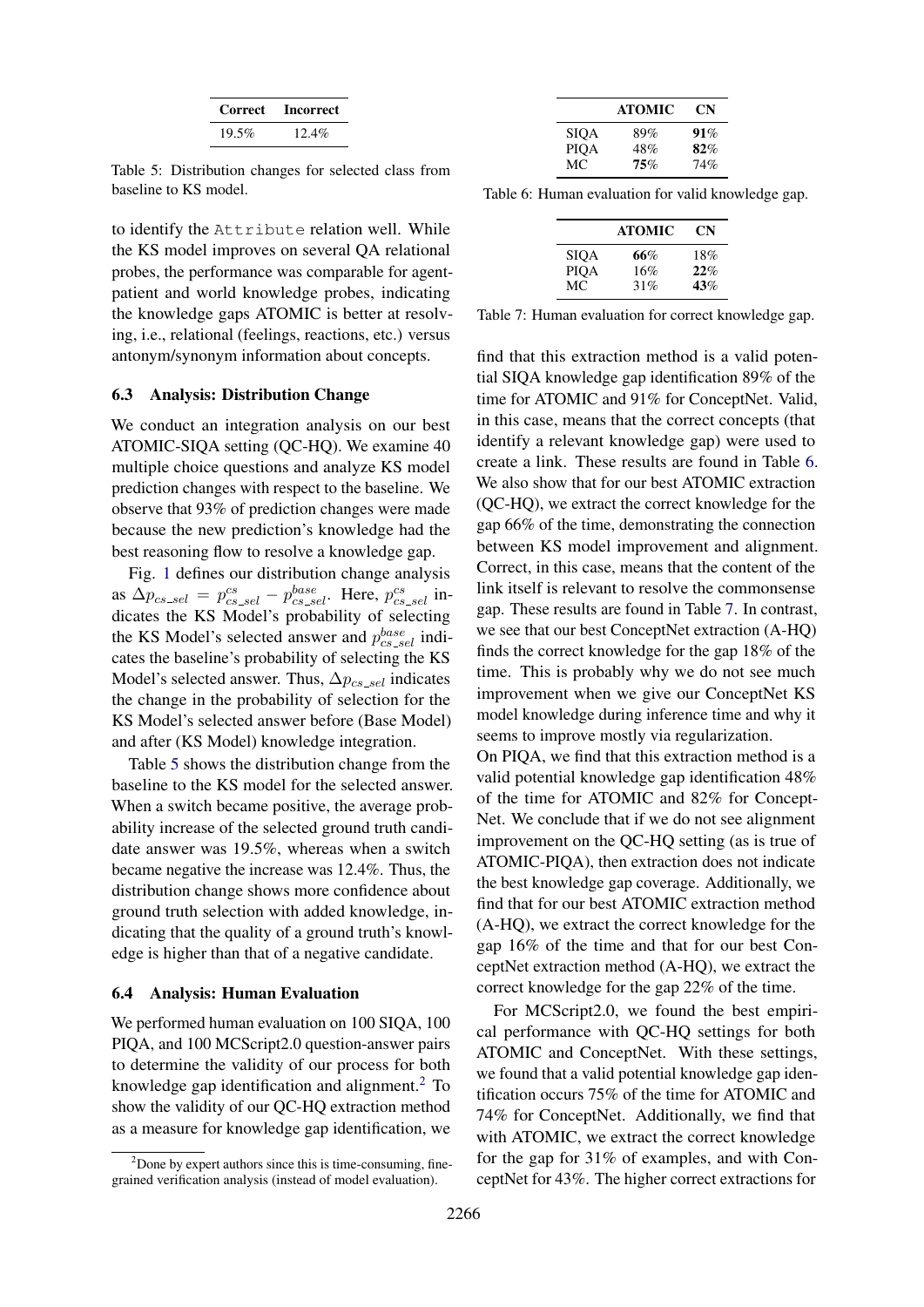| Correct | Incorrect |
|---|---|
| 19.5% | 12.4% |

Table 5: Distribution changes for selected class from baseline to KS model.

to identify the `Attribute` relation well. While the KS model improves on several QA relational probes, the performance was comparable for agent-patient and world knowledge probes, indicating the knowledge gaps ATOMIC is better at resolving, i.e., relational (feelings, reactions, etc.) versus antonym/synonym information about concepts.

### 6.3 Analysis: Distribution Change

We conduct an integration analysis on our best ATOMIC-SIQA setting (QC-HQ). We examine 40 multiple choice questions and analyze KS model prediction changes with respect to the baseline. We observe that 93% of prediction changes were made because the new prediction's knowledge had the best reasoning flow to resolve a knowledge gap.

Fig. 1 defines our distribution change analysis as $\Delta p_{cs\_sel} = p^{cs}_{cs\_sel} - p^{base}_{cs\_sel}$. Here, $p^{cs}_{cs\_sel}$ indicates the KS Model's probability of selecting the KS Model's selected answer and $p^{base}_{cs\_sel}$ indicates the baseline's probability of selecting the KS Model's selected answer. Thus, $\Delta p_{cs\_sel}$ indicates the change in the probability of selection for the KS Model's selected answer before (Base Model) and after (KS Model) knowledge integration.

Table 5 shows the distribution change from the baseline to the KS model for the selected answer. When a switch became positive, the average probability increase of the selected ground truth candidate answer was 19.5%, whereas when a switch became negative the increase was 12.4%. Thus, the distribution change shows more confidence about ground truth selection with added knowledge, indicating that the quality of a ground truth's knowledge is higher than that of a negative candidate.

### 6.4 Analysis: Human Evaluation

We performed human evaluation on 100 SIQA, 100 PIQA, and 100 MCScript2.0 question-answer pairs to determine the validity of our process for both knowledge gap identification and alignment.[2] To show the validity of our QC-HQ extraction method as a measure for knowledge gap identification, we find that this extraction method is a valid potential SIQA knowledge gap identification 89% of the time for ATOMIC and 91% for ConceptNet. Valid, in this case, means that the correct concepts (that identify a relevant knowledge gap) were used to create a link. These results are found in Table 6. We also show that for our best ATOMIC extraction (QC-HQ), we extract the correct knowledge for the gap 66% of the time, demonstrating the connection between KS model improvement and alignment. Correct, in this case, means that the content of the link itself is relevant to resolve the commonsense gap. These results are found in Table 7. In contrast, we see that our best ConceptNet extraction (A-HQ) finds the correct knowledge for the gap 18% of the time. This is probably why we do not see much improvement when we give our ConceptNet KS model knowledge during inference time and why it seems to improve mostly via regularization.

|  | ATOMIC | CN |
|---|---|---|
| SIQA | 89% | **91**% |
| PIQA | 48% | **82**% |
| MC | **75**% | 74% |

Table 6: Human evaluation for valid knowledge gap.

|  | ATOMIC | CN |
|---|---|---|
| SIQA | **66**% | 18% |
| PIQA | 16% | **22**% |
| MC | 31% | **43**% |

Table 7: Human evaluation for correct knowledge gap.

On PIQA, we find that this extraction method is a valid potential knowledge gap identification 48% of the time for ATOMIC and 82% for ConceptNet. We conclude that if we do not see alignment improvement on the QC-HQ setting (as is true of ATOMIC-PIQA), then extraction does not indicate the best knowledge gap coverage. Additionally, we find that for our best ATOMIC extraction method (A-HQ), we extract the correct knowledge for the gap 16% of the time and that for our best ConceptNet extraction method (A-HQ), we extract the correct knowledge for the gap 22% of the time.

For MCScript2.0, we found the best empirical performance with QC-HQ settings for both ATOMIC and ConceptNet. With these settings, we found that a valid potential knowledge gap identification occurs 75% of the time for ATOMIC and 74% for ConceptNet. Additionally, we find that with ATOMIC, we extract the correct knowledge for the gap for 31% of examples, and with ConceptNet for 43%. The higher correct extractions for

[2] Done by expert authors since this is time-consuming, fine-grained verification analysis (instead of model evaluation).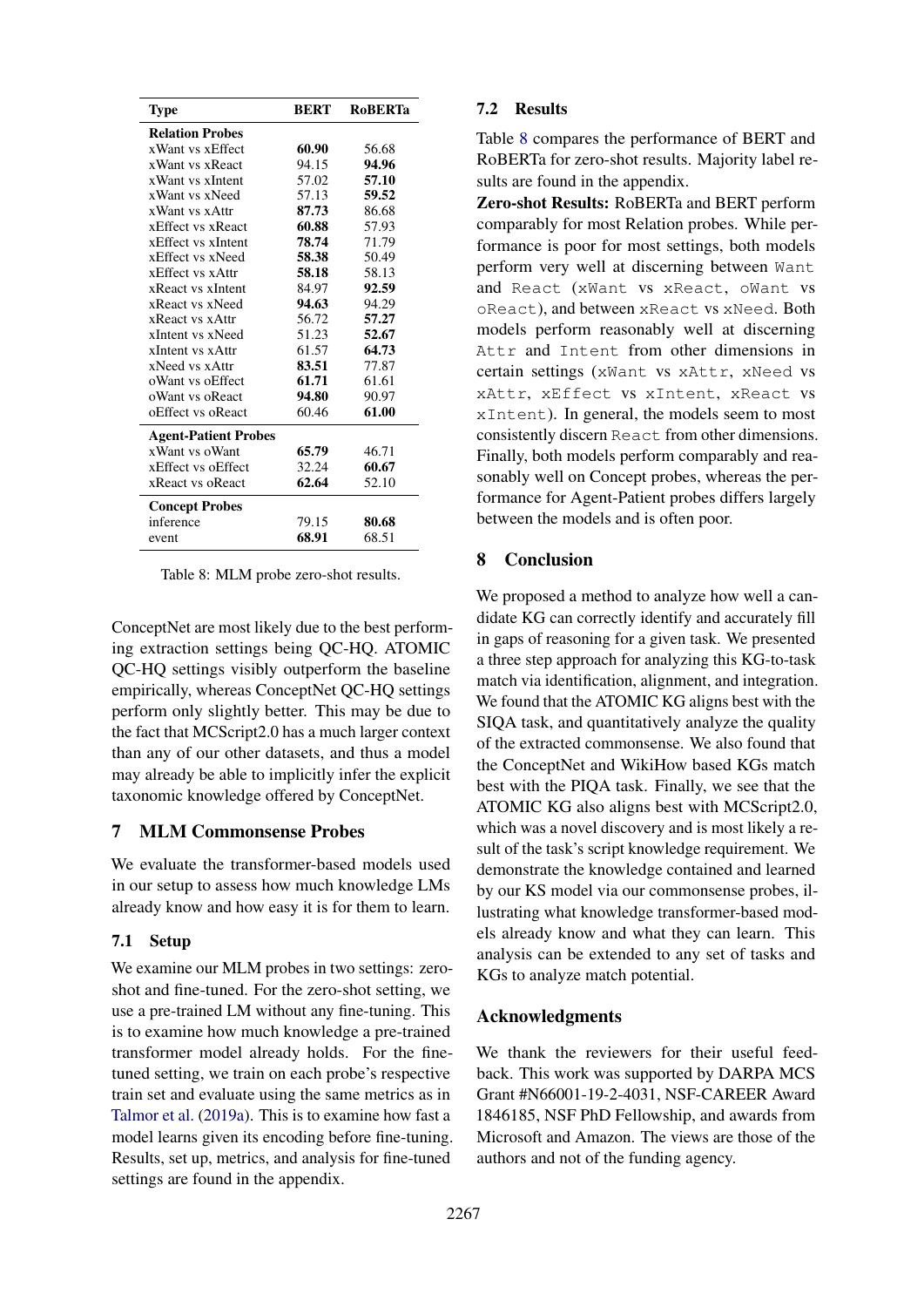| Type | BERT | RoBERTa |
|---|---|---|
| **Relation Probes** | | |
| xWant vs xEffect | **60.90** | 56.68 |
| xWant vs xReact | 94.15 | **94.96** |
| xWant vs xIntent | 57.02 | **57.10** |
| xWant vs xNeed | 57.13 | **59.52** |
| xWant vs xAttr | **87.73** | 86.68 |
| xEffect vs xReact | **60.88** | 57.93 |
| xEffect vs xIntent | **78.74** | 71.79 |
| xEffect vs xNeed | **58.38** | 50.49 |
| xEffect vs xAttr | **58.18** | 58.13 |
| xReact vs xIntent | 84.97 | **92.59** |
| xReact vs xNeed | **94.63** | 94.29 |
| xReact vs xAttr | 56.72 | **57.27** |
| xIntent vs xNeed | 51.23 | **52.67** |
| xIntent vs xAttr | 61.57 | **64.73** |
| xNeed vs xAttr | **83.51** | 77.87 |
| oWant vs oEffect | **61.71** | 61.61 |
| oWant vs oReact | **94.80** | 90.97 |
| oEffect vs oReact | 60.46 | **61.00** |
| **Agent-Patient Probes** | | |
| xWant vs oWant | **65.79** | 46.71 |
| xEffect vs oEffect | 32.24 | **60.67** |
| xReact vs oReact | **62.64** | 52.10 |
| **Concept Probes** | | |
| inference | 79.15 | **80.68** |
| event | **68.91** | 68.51 |

Table 8: MLM probe zero-shot results.

ConceptNet are most likely due to the best performing extraction settings being QC-HQ. ATOMIC QC-HQ settings visibly outperform the baseline empirically, whereas ConceptNet QC-HQ settings perform only slightly better. This may be due to the fact that MCScript2.0 has a much larger context than any of our other datasets, and thus a model may already be able to implicitly infer the explicit taxonomic knowledge offered by ConceptNet.

## 7 MLM Commonsense Probes

We evaluate the transformer-based models used in our setup to assess how much knowledge LMs already know and how easy it is for them to learn.

### 7.1 Setup

We examine our MLM probes in two settings: zero-shot and fine-tuned. For the zero-shot setting, we use a pre-trained LM without any fine-tuning. This is to examine how much knowledge a pre-trained transformer model already holds. For the fine-tuned setting, we train on each probe's respective train set and evaluate using the same metrics as in Talmor et al. (2019a). This is to examine how fast a model learns given its encoding before fine-tuning. Results, set up, metrics, and analysis for fine-tuned settings are found in the appendix.

### 7.2 Results

Table 8 compares the performance of BERT and RoBERTa for zero-shot results. Majority label results are found in the appendix.

**Zero-shot Results:** RoBERTa and BERT perform comparably for most Relation probes. While performance is poor for most settings, both models perform very well at discerning between `Want` and `React` (`xWant` vs `xReact`, `oWant` vs `oReact`), and between `xReact` vs `xNeed`. Both models perform reasonably well at discerning `Attr` and `Intent` from other dimensions in certain settings (`xWant` vs `xAttr`, `xNeed` vs `xAttr`, `xEffect` vs `xIntent`, `xReact` vs `xIntent`). In general, the models seem to most consistently discern `React` from other dimensions. Finally, both models perform comparably and reasonably well on Concept probes, whereas the performance for Agent-Patient probes differs largely between the models and is often poor.

## 8 Conclusion

We proposed a method to analyze how well a candidate KG can correctly identify and accurately fill in gaps of reasoning for a given task. We presented a three step approach for analyzing this KG-to-task match via identification, alignment, and integration. We found that the ATOMIC KG aligns best with the SIQA task, and quantitatively analyze the quality of the extracted commonsense. We also found that the ConceptNet and WikiHow based KGs match best with the PIQA task. Finally, we see that the ATOMIC KG also aligns best with MCScript2.0, which was a novel discovery and is most likely a result of the task's script knowledge requirement. We demonstrate the knowledge contained and learned by our KS model via our commonsense probes, illustrating what knowledge transformer-based models already know and what they can learn. This analysis can be extended to any set of tasks and KGs to analyze match potential.

## Acknowledgments

We thank the reviewers for their useful feedback. This work was supported by DARPA MCS Grant #N66001-19-2-4031, NSF-CAREER Award 1846185, NSF PhD Fellowship, and awards from Microsoft and Amazon. The views are those of the authors and not of the funding agency.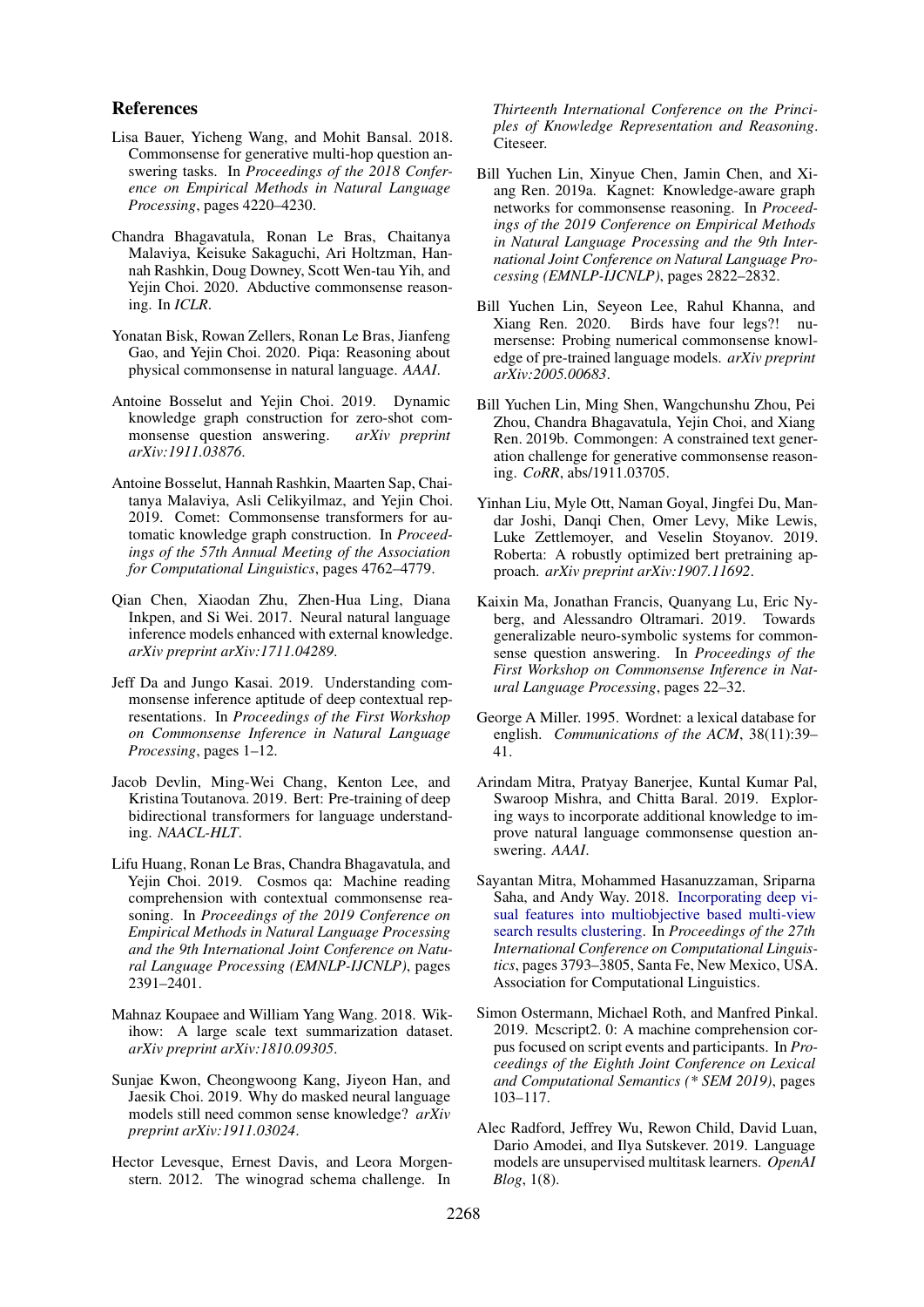## References

Lisa Bauer, Yicheng Wang, and Mohit Bansal. 2018. Commonsense for generative multi-hop question answering tasks. In *Proceedings of the 2018 Conference on Empirical Methods in Natural Language Processing*, pages 4220–4230.

Chandra Bhagavatula, Ronan Le Bras, Chaitanya Malaviya, Keisuke Sakaguchi, Ari Holtzman, Hannah Rashkin, Doug Downey, Scott Wen-tau Yih, and Yejin Choi. 2020. Abductive commonsense reasoning. In *ICLR*.

Yonatan Bisk, Rowan Zellers, Ronan Le Bras, Jianfeng Gao, and Yejin Choi. 2020. Piqa: Reasoning about physical commonsense in natural language. *AAAI*.

Antoine Bosselut and Yejin Choi. 2019. Dynamic knowledge graph construction for zero-shot commonsense question answering. *arXiv preprint arXiv:1911.03876*.

Antoine Bosselut, Hannah Rashkin, Maarten Sap, Chaitanya Malaviya, Asli Celikyilmaz, and Yejin Choi. 2019. Comet: Commonsense transformers for automatic knowledge graph construction. In *Proceedings of the 57th Annual Meeting of the Association for Computational Linguistics*, pages 4762–4779.

Qian Chen, Xiaodan Zhu, Zhen-Hua Ling, Diana Inkpen, and Si Wei. 2017. Neural natural language inference models enhanced with external knowledge. *arXiv preprint arXiv:1711.04289*.

Jeff Da and Jungo Kasai. 2019. Understanding commonsense inference aptitude of deep contextual representations. In *Proceedings of the First Workshop on Commonsense Inference in Natural Language Processing*, pages 1–12.

Jacob Devlin, Ming-Wei Chang, Kenton Lee, and Kristina Toutanova. 2019. Bert: Pre-training of deep bidirectional transformers for language understanding. *NAACL-HLT*.

Lifu Huang, Ronan Le Bras, Chandra Bhagavatula, and Yejin Choi. 2019. Cosmos qa: Machine reading comprehension with contextual commonsense reasoning. In *Proceedings of the 2019 Conference on Empirical Methods in Natural Language Processing and the 9th International Joint Conference on Natural Language Processing (EMNLP-IJCNLP)*, pages 2391–2401.

Mahnaz Koupaee and William Yang Wang. 2018. Wikihow: A large scale text summarization dataset. *arXiv preprint arXiv:1810.09305*.

Sunjae Kwon, Cheongwoong Kang, Jiyeon Han, and Jaesik Choi. 2019. Why do masked neural language models still need common sense knowledge? *arXiv preprint arXiv:1911.03024*.

Hector Levesque, Ernest Davis, and Leora Morgenstern. 2012. The winograd schema challenge. In *Thirteenth International Conference on the Principles of Knowledge Representation and Reasoning*. Citeseer.

Bill Yuchen Lin, Xinyue Chen, Jamin Chen, and Xiang Ren. 2019a. Kagnet: Knowledge-aware graph networks for commonsense reasoning. In *Proceedings of the 2019 Conference on Empirical Methods in Natural Language Processing and the 9th International Joint Conference on Natural Language Processing (EMNLP-IJCNLP)*, pages 2822–2832.

Bill Yuchen Lin, Seyeon Lee, Rahul Khanna, and Xiang Ren. 2020. Birds have four legs?! numersense: Probing numerical commonsense knowledge of pre-trained language models. *arXiv preprint arXiv:2005.00683*.

Bill Yuchen Lin, Ming Shen, Wangchunshu Zhou, Pei Zhou, Chandra Bhagavatula, Yejin Choi, and Xiang Ren. 2019b. Commongen: A constrained text generation challenge for generative commonsense reasoning. *CoRR*, abs/1911.03705.

Yinhan Liu, Myle Ott, Naman Goyal, Jingfei Du, Mandar Joshi, Danqi Chen, Omer Levy, Mike Lewis, Luke Zettlemoyer, and Veselin Stoyanov. 2019. Roberta: A robustly optimized bert pretraining approach. *arXiv preprint arXiv:1907.11692*.

Kaixin Ma, Jonathan Francis, Quanyang Lu, Eric Nyberg, and Alessandro Oltramari. 2019. Towards generalizable neuro-symbolic systems for commonsense question answering. In *Proceedings of the First Workshop on Commonsense Inference in Natural Language Processing*, pages 22–32.

George A Miller. 1995. Wordnet: a lexical database for english. *Communications of the ACM*, 38(11):39–41.

Arindam Mitra, Pratyay Banerjee, Kuntal Kumar Pal, Swaroop Mishra, and Chitta Baral. 2019. Exploring ways to incorporate additional knowledge to improve natural language commonsense question answering. *AAAI*.

Sayantan Mitra, Mohammed Hasanuzzaman, Sriparna Saha, and Andy Way. 2018. Incorporating deep visual features into multiobjective based multi-view search results clustering. In *Proceedings of the 27th International Conference on Computational Linguistics*, pages 3793–3805, Santa Fe, New Mexico, USA. Association for Computational Linguistics.

Simon Ostermann, Michael Roth, and Manfred Pinkal. 2019. Mcscript2. 0: A machine comprehension corpus focused on script events and participants. In *Proceedings of the Eighth Joint Conference on Lexical and Computational Semantics (* SEM 2019)*, pages 103–117.

Alec Radford, Jeffrey Wu, Rewon Child, David Luan, Dario Amodei, and Ilya Sutskever. 2019. Language models are unsupervised multitask learners. *OpenAI Blog*, 1(8).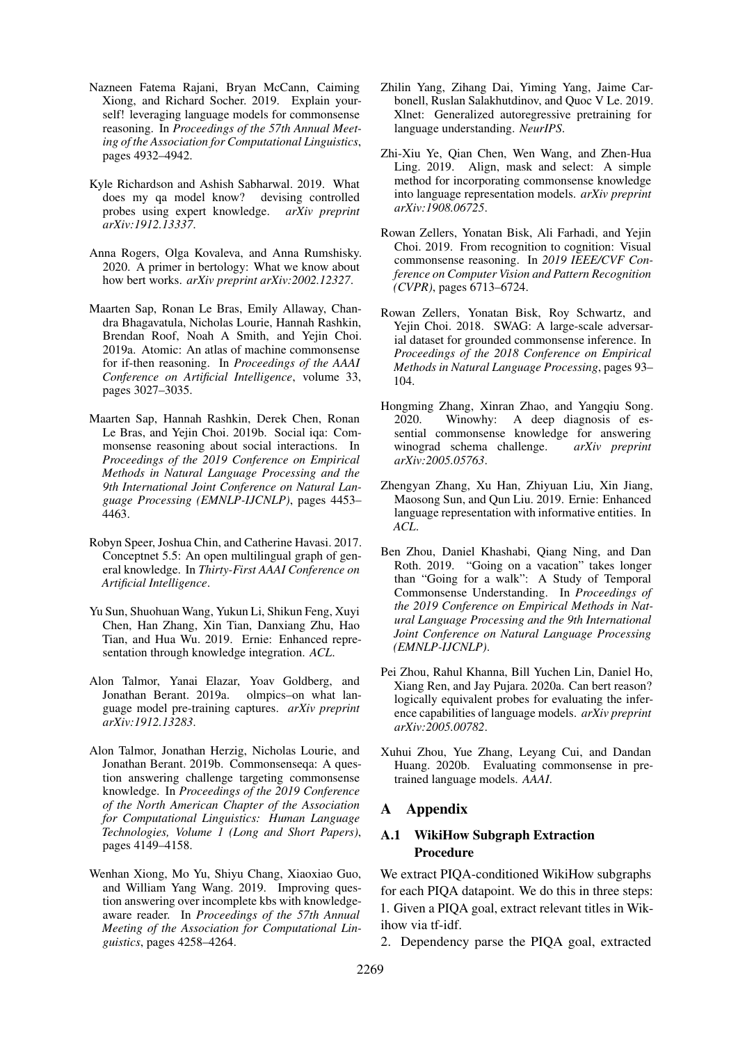Nazneen Fatema Rajani, Bryan McCann, Caiming Xiong, and Richard Socher. 2019. Explain yourself! leveraging language models for commonsense reasoning. In *Proceedings of the 57th Annual Meeting of the Association for Computational Linguistics*, pages 4932–4942.

Kyle Richardson and Ashish Sabharwal. 2019. What does my qa model know? devising controlled probes using expert knowledge. *arXiv preprint arXiv:1912.13337*.

Anna Rogers, Olga Kovaleva, and Anna Rumshisky. 2020. A primer in bertology: What we know about how bert works. *arXiv preprint arXiv:2002.12327*.

Maarten Sap, Ronan Le Bras, Emily Allaway, Chandra Bhagavatula, Nicholas Lourie, Hannah Rashkin, Brendan Roof, Noah A Smith, and Yejin Choi. 2019a. Atomic: An atlas of machine commonsense for if-then reasoning. In *Proceedings of the AAAI Conference on Artificial Intelligence*, volume 33, pages 3027–3035.

Maarten Sap, Hannah Rashkin, Derek Chen, Ronan Le Bras, and Yejin Choi. 2019b. Social iqa: Commonsense reasoning about social interactions. In *Proceedings of the 2019 Conference on Empirical Methods in Natural Language Processing and the 9th International Joint Conference on Natural Language Processing (EMNLP-IJCNLP)*, pages 4453–4463.

Robyn Speer, Joshua Chin, and Catherine Havasi. 2017. Conceptnet 5.5: An open multilingual graph of general knowledge. In *Thirty-First AAAI Conference on Artificial Intelligence*.

Yu Sun, Shuohuan Wang, Yukun Li, Shikun Feng, Xuyi Chen, Han Zhang, Xin Tian, Danxiang Zhu, Hao Tian, and Hua Wu. 2019. Ernie: Enhanced representation through knowledge integration. *ACL*.

Alon Talmor, Yanai Elazar, Yoav Goldberg, and Jonathan Berant. 2019a. olmpics–on what language model pre-training captures. *arXiv preprint arXiv:1912.13283*.

Alon Talmor, Jonathan Herzig, Nicholas Lourie, and Jonathan Berant. 2019b. Commonsenseqa: A question answering challenge targeting commonsense knowledge. In *Proceedings of the 2019 Conference of the North American Chapter of the Association for Computational Linguistics: Human Language Technologies, Volume 1 (Long and Short Papers)*, pages 4149–4158.

Wenhan Xiong, Mo Yu, Shiyu Chang, Xiaoxiao Guo, and William Yang Wang. 2019. Improving question answering over incomplete kbs with knowledge-aware reader. In *Proceedings of the 57th Annual Meeting of the Association for Computational Linguistics*, pages 4258–4264.

Zhilin Yang, Zihang Dai, Yiming Yang, Jaime Carbonell, Ruslan Salakhutdinov, and Quoc V Le. 2019. Xlnet: Generalized autoregressive pretraining for language understanding. *NeurIPS*.

Zhi-Xiu Ye, Qian Chen, Wen Wang, and Zhen-Hua Ling. 2019. Align, mask and select: A simple method for incorporating commonsense knowledge into language representation models. *arXiv preprint arXiv:1908.06725*.

Rowan Zellers, Yonatan Bisk, Ali Farhadi, and Yejin Choi. 2019. From recognition to cognition: Visual commonsense reasoning. In *2019 IEEE/CVF Conference on Computer Vision and Pattern Recognition (CVPR)*, pages 6713–6724.

Rowan Zellers, Yonatan Bisk, Roy Schwartz, and Yejin Choi. 2018. SWAG: A large-scale adversarial dataset for grounded commonsense inference. In *Proceedings of the 2018 Conference on Empirical Methods in Natural Language Processing*, pages 93–104.

Hongming Zhang, Xinran Zhao, and Yangqiu Song. 2020. Winowhy: A deep diagnosis of essential commonsense knowledge for answering winograd schema challenge. *arXiv preprint arXiv:2005.05763*.

Zhengyan Zhang, Xu Han, Zhiyuan Liu, Xin Jiang, Maosong Sun, and Qun Liu. 2019. Ernie: Enhanced language representation with informative entities. In *ACL*.

Ben Zhou, Daniel Khashabi, Qiang Ning, and Dan Roth. 2019. "Going on a vacation" takes longer than "Going for a walk": A Study of Temporal Commonsense Understanding. In *Proceedings of the 2019 Conference on Empirical Methods in Natural Language Processing and the 9th International Joint Conference on Natural Language Processing (EMNLP-IJCNLP)*.

Pei Zhou, Rahul Khanna, Bill Yuchen Lin, Daniel Ho, Xiang Ren, and Jay Pujara. 2020a. Can bert reason? logically equivalent probes for evaluating the inference capabilities of language models. *arXiv preprint arXiv:2005.00782*.

Xuhui Zhou, Yue Zhang, Leyang Cui, and Dandan Huang. 2020b. Evaluating commonsense in pre-trained language models. *AAAI*.

## A Appendix

### A.1 WikiHow Subgraph Extraction Procedure

We extract PIQA-conditioned WikiHow subgraphs for each PIQA datapoint. We do this in three steps:

1. Given a PIQA goal, extract relevant titles in Wikihow via tf-idf.
2. Dependency parse the PIQA goal, extracted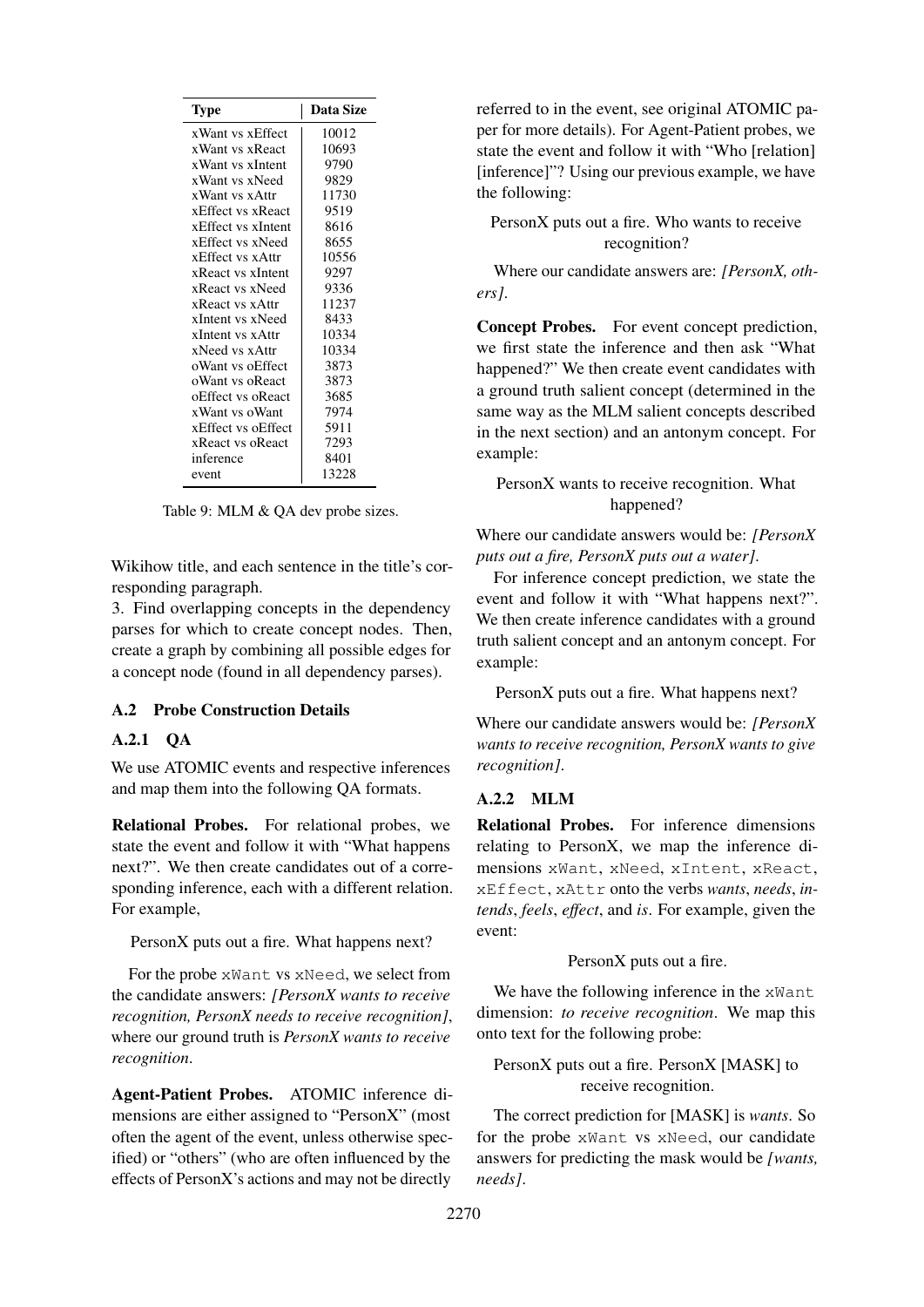| Type | Data Size |
|---|---|
| xWant vs xEffect | 10012 |
| xWant vs xReact | 10693 |
| xWant vs xIntent | 9790 |
| xWant vs xNeed | 9829 |
| xWant vs xAttr | 11730 |
| xEffect vs xReact | 9519 |
| xEffect vs xIntent | 8616 |
| xEffect vs xNeed | 8655 |
| xEffect vs xAttr | 10556 |
| xReact vs xIntent | 9297 |
| xReact vs xNeed | 9336 |
| xReact vs xAttr | 11237 |
| xIntent vs xNeed | 8433 |
| xIntent vs xAttr | 10334 |
| xNeed vs xAttr | 10334 |
| oWant vs oEffect | 3873 |
| oWant vs oReact | 3873 |
| oEffect vs oReact | 3685 |
| xWant vs oWant | 7974 |
| xEffect vs oEffect | 5911 |
| xReact vs oReact | 7293 |
| inference | 8401 |
| event | 13228 |

Table 9: MLM & QA dev probe sizes.

Wikihow title, and each sentence in the title's corresponding paragraph.

3. Find overlapping concepts in the dependency parses for which to create concept nodes. Then, create a graph by combining all possible edges for a concept node (found in all dependency parses).

### A.2 Probe Construction Details

#### A.2.1 QA

We use ATOMIC events and respective inferences and map them into the following QA formats.

**Relational Probes.** For relational probes, we state the event and follow it with "What happens next?". We then create candidates out of a corresponding inference, each with a different relation. For example,

PersonX puts out a fire. What happens next?

For the probe `xWant` vs `xNeed`, we select from the candidate answers: *[PersonX wants to receive recognition, PersonX needs to receive recognition]*, where our ground truth is *PersonX wants to receive recognition*.

**Agent-Patient Probes.** ATOMIC inference dimensions are either assigned to "PersonX" (most often the agent of the event, unless otherwise specified) or "others" (who are often influenced by the effects of PersonX's actions and may not be directly referred to in the event, see original ATOMIC paper for more details). For Agent-Patient probes, we state the event and follow it with "Who [relation] [inference]"? Using our previous example, we have the following:

PersonX puts out a fire. Who wants to receive recognition?

Where our candidate answers are: *[PersonX, others]*.

**Concept Probes.** For event concept prediction, we first state the inference and then ask "What happened?" We then create event candidates with a ground truth salient concept (determined in the same way as the MLM salient concepts described in the next section) and an antonym concept. For example:

PersonX wants to receive recognition. What happened?

Where our candidate answers would be: *[PersonX puts out a fire, PersonX puts out a water]*.

For inference concept prediction, we state the event and follow it with "What happens next?". We then create inference candidates with a ground truth salient concept and an antonym concept. For example:

PersonX puts out a fire. What happens next?

Where our candidate answers would be: *[PersonX wants to receive recognition, PersonX wants to give recognition]*.

#### A.2.2 MLM

**Relational Probes.** For inference dimensions relating to PersonX, we map the inference dimensions `xWant`, `xNeed`, `xIntent`, `xReact`, `xEffect`, `xAttr` onto the verbs *wants*, *needs*, *intends*, *feels*, *effect*, and *is*. For example, given the event:

PersonX puts out a fire.

We have the following inference in the `xWant` dimension: *to receive recognition*. We map this onto text for the following probe:

PersonX puts out a fire. PersonX [MASK] to receive recognition.

The correct prediction for [MASK] is *wants*. So for the probe `xWant` vs `xNeed`, our candidate answers for predicting the mask would be *[wants, needs]*.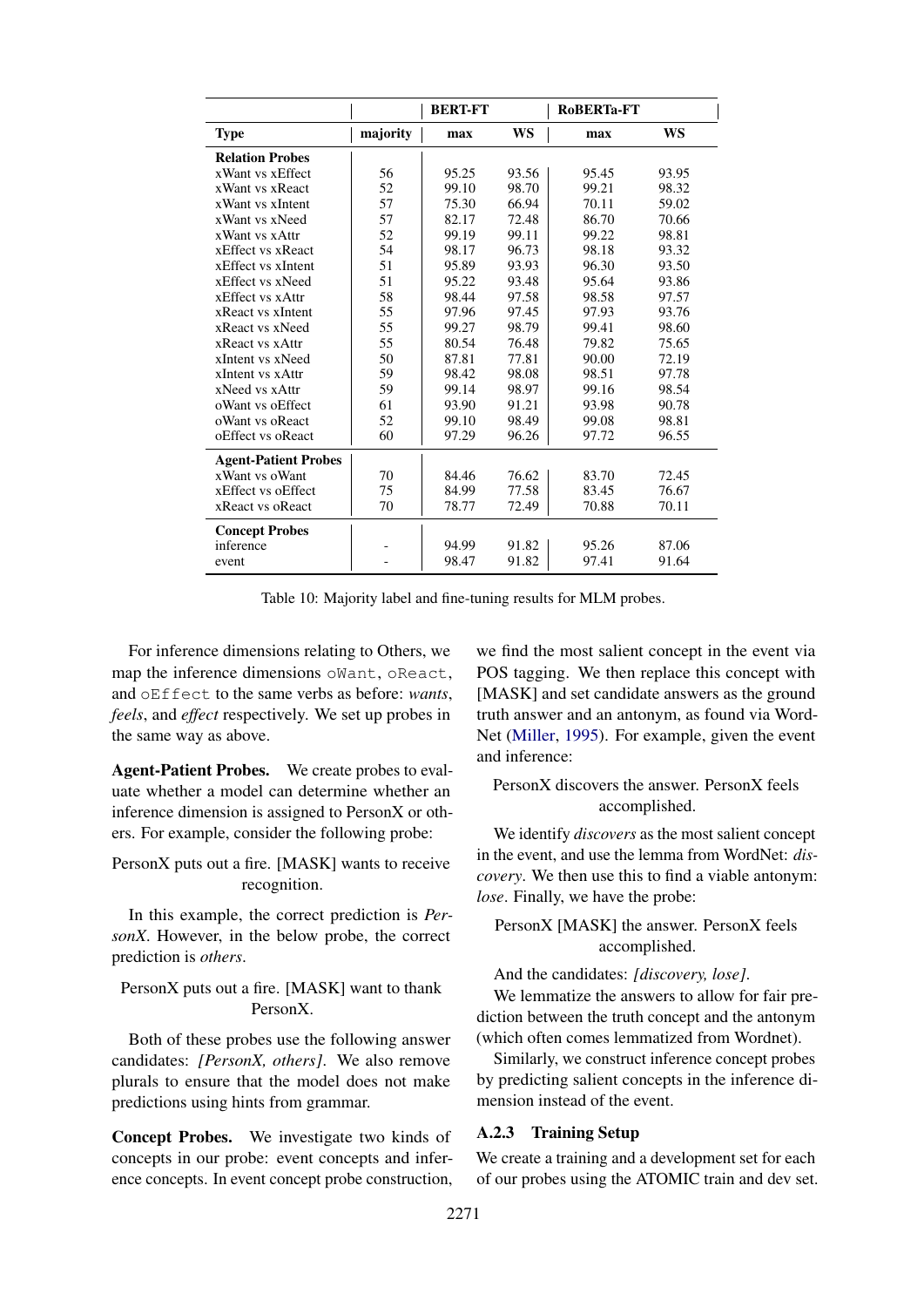| | | BERT-FT | | RoBERTa-FT | |
|---|---|---|---|---|---|
| **Type** | **majority** | **max** | **WS** | **max** | **WS** |
| **Relation Probes** | | | | | |
| xWant vs xEffect | 56 | 95.25 | 93.56 | 95.45 | 93.95 |
| xWant vs xReact | 52 | 99.10 | 98.70 | 99.21 | 98.32 |
| xWant vs xIntent | 57 | 75.30 | 66.94 | 70.11 | 59.02 |
| xWant vs xNeed | 57 | 82.17 | 72.48 | 86.70 | 70.66 |
| xWant vs xAttr | 52 | 99.19 | 99.11 | 99.22 | 98.81 |
| xEffect vs xReact | 54 | 98.17 | 96.73 | 98.18 | 93.32 |
| xEffect vs xIntent | 51 | 95.89 | 93.93 | 96.30 | 93.50 |
| xEffect vs xNeed | 51 | 95.22 | 93.48 | 95.64 | 93.86 |
| xEffect vs xAttr | 58 | 98.44 | 97.58 | 98.58 | 97.57 |
| xReact vs xIntent | 55 | 97.96 | 97.45 | 97.93 | 93.76 |
| xReact vs xNeed | 55 | 99.27 | 98.79 | 99.41 | 98.60 |
| xReact vs xAttr | 55 | 80.54 | 76.48 | 79.82 | 75.65 |
| xIntent vs xNeed | 50 | 87.81 | 77.81 | 90.00 | 72.19 |
| xIntent vs xAttr | 59 | 98.42 | 98.08 | 98.51 | 97.78 |
| xNeed vs xAttr | 59 | 99.14 | 98.97 | 99.16 | 98.54 |
| oWant vs oEffect | 61 | 93.90 | 91.21 | 93.98 | 90.78 |
| oWant vs oReact | 52 | 99.10 | 98.49 | 99.08 | 98.81 |
| oEffect vs oReact | 60 | 97.29 | 96.26 | 97.72 | 96.55 |
| **Agent-Patient Probes** | | | | | |
| xWant vs oWant | 70 | 84.46 | 76.62 | 83.70 | 72.45 |
| xEffect vs oEffect | 75 | 84.99 | 77.58 | 83.45 | 76.67 |
| xReact vs oReact | 70 | 78.77 | 72.49 | 70.88 | 70.11 |
| **Concept Probes** | | | | | |
| inference | - | 94.99 | 91.82 | 95.26 | 87.06 |
| event | - | 98.47 | 91.82 | 97.41 | 91.64 |

Table 10: Majority label and fine-tuning results for MLM probes.

For inference dimensions relating to Others, we map the inference dimensions `oWant`, `oReact`, and `oEffect` to the same verbs as before: *wants*, *feels*, and *effect* respectively. We set up probes in the same way as above.

**Agent-Patient Probes.** We create probes to evaluate whether a model can determine whether an inference dimension is assigned to PersonX or others. For example, consider the following probe:

PersonX puts out a fire. [MASK] wants to receive recognition.

In this example, the correct prediction is *PersonX*. However, in the below probe, the correct prediction is *others*.

PersonX puts out a fire. [MASK] want to thank PersonX.

Both of these probes use the following answer candidates: *[PersonX, others]*. We also remove plurals to ensure that the model does not make predictions using hints from grammar.

**Concept Probes.** We investigate two kinds of concepts in our probe: event concepts and inference concepts. In event concept probe construction, we find the most salient concept in the event via POS tagging. We then replace this concept with [MASK] and set candidate answers as the ground truth answer and an antonym, as found via WordNet (Miller, 1995). For example, given the event and inference:

PersonX discovers the answer. PersonX feels accomplished.

We identify *discovers* as the most salient concept in the event, and use the lemma from WordNet: *discovery*. We then use this to find a viable antonym: *lose*. Finally, we have the probe:

PersonX [MASK] the answer. PersonX feels accomplished.

And the candidates: *[discovery, lose]*.

We lemmatize the answers to allow for fair prediction between the truth concept and the antonym (which often comes lemmatized from Wordnet).

Similarly, we construct inference concept probes by predicting salient concepts in the inference dimension instead of the event.

### A.2.3 Training Setup

We create a training and a development set for each of our probes using the ATOMIC train and dev set.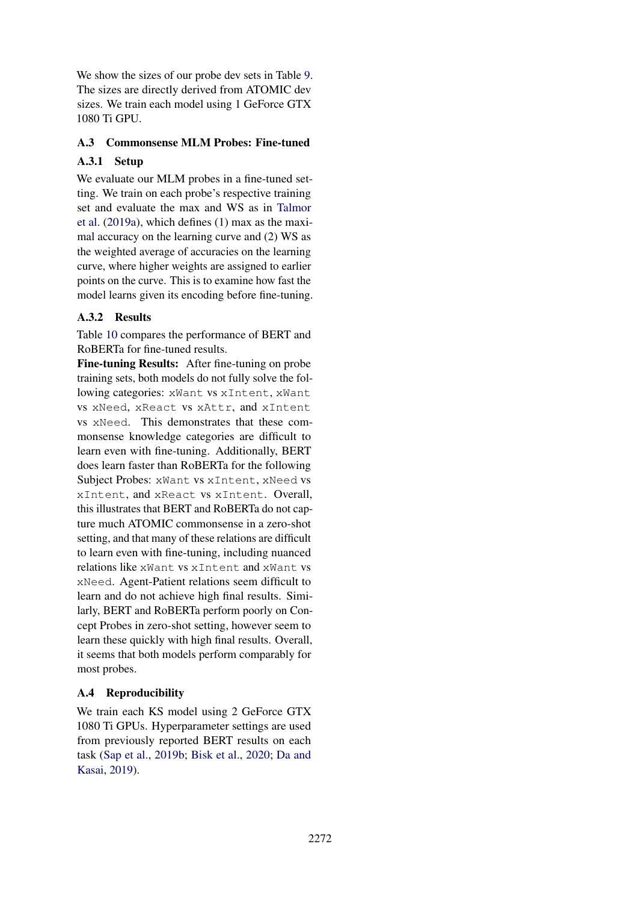We show the sizes of our probe dev sets in Table 9. The sizes are directly derived from ATOMIC dev sizes. We train each model using 1 GeForce GTX 1080 Ti GPU.

### A.3 Commonsense MLM Probes: Fine-tuned

#### A.3.1 Setup

We evaluate our MLM probes in a fine-tuned setting. We train on each probe's respective training set and evaluate the max and WS as in Talmor et al. (2019a), which defines (1) max as the maximal accuracy on the learning curve and (2) WS as the weighted average of accuracies on the learning curve, where higher weights are assigned to earlier points on the curve. This is to examine how fast the model learns given its encoding before fine-tuning.

#### A.3.2 Results

Table 10 compares the performance of BERT and RoBERTa for fine-tuned results.

**Fine-tuning Results:** After fine-tuning on probe training sets, both models do not fully solve the following categories: `xWant` vs `xIntent`, `xWant` vs `xNeed`, `xReact` vs `xAttr`, and `xIntent` vs `xNeed`. This demonstrates that these commonsense knowledge categories are difficult to learn even with fine-tuning. Additionally, BERT does learn faster than RoBERTa for the following Subject Probes: `xWant` vs `xIntent`, `xNeed` vs `xIntent`, and `xReact` vs `xIntent`. Overall, this illustrates that BERT and RoBERTa do not capture much ATOMIC commonsense in a zero-shot setting, and that many of these relations are difficult to learn even with fine-tuning, including nuanced relations like `xWant` vs `xIntent` and `xWant` vs `xNeed`. Agent-Patient relations seem difficult to learn and do not achieve high final results. Similarly, BERT and RoBERTa perform poorly on Concept Probes in zero-shot setting, however seem to learn these quickly with high final results. Overall, it seems that both models perform comparably for most probes.

### A.4 Reproducibility

We train each KS model using 2 GeForce GTX 1080 Ti GPUs. Hyperparameter settings are used from previously reported BERT results on each task (Sap et al., 2019b; Bisk et al., 2020; Da and Kasai, 2019).